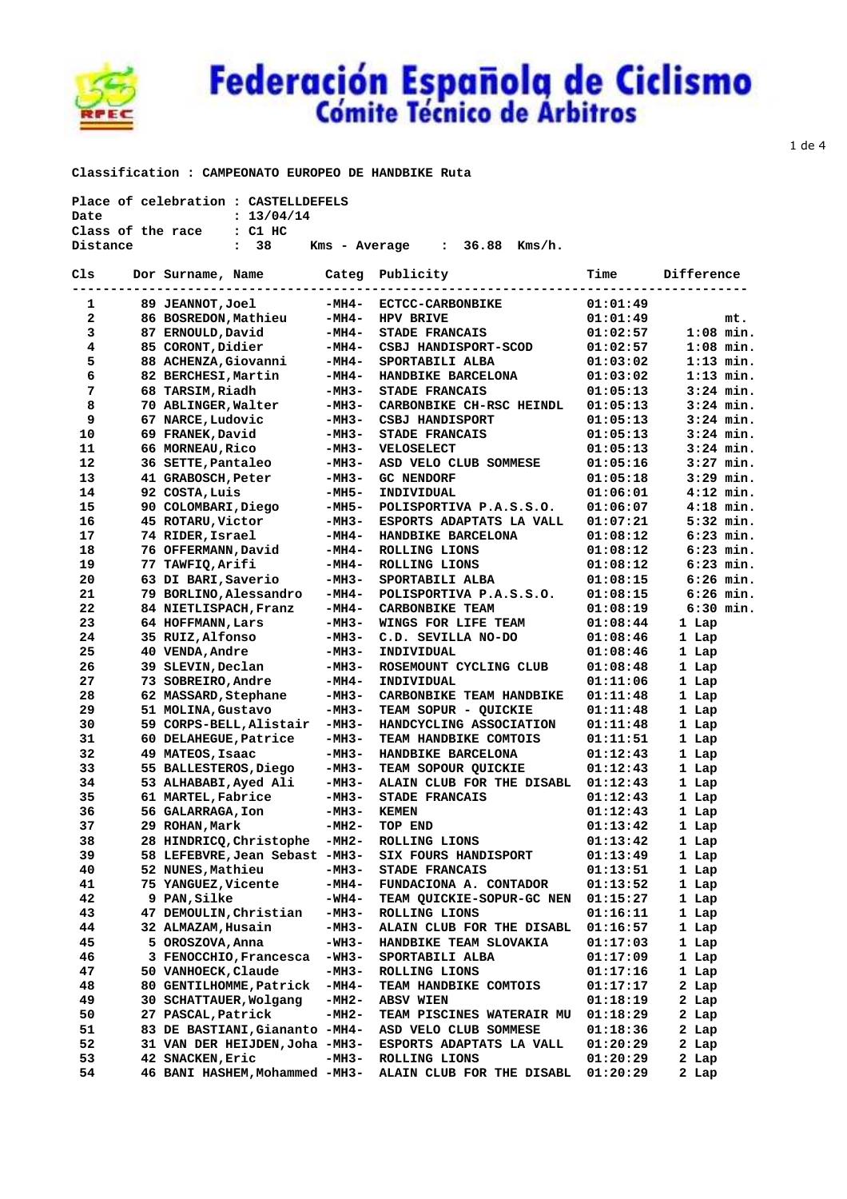# Federación Española de Ciclismo
## Cómite Técnico de Arbitros

**Classification : CAMPEONATO EUROPEO DE HANDBIKE Ruta**

Place of celebration : CASTELLDEFELS
Date : 13/04/14
Class of the race : C1 HC
Distance : 38 Kms - Average : 36.88 Kms/h.

| Cls | Dor | Surname, Name | Categ | Publicity | Time | Difference |
|---|---|---|---|---|---|---|
| 1 | 89 | JEANNOT,Joel | -MH4- | ECTCC-CARBONBIKE | 01:01:49 | |
| 2 | 86 | BOSREDON,Mathieu | -MH4- | HPV BRIVE | 01:01:49 | mt. |
| 3 | 87 | ERNOULD,David | -MH4- | STADE FRANCAIS | 01:02:57 | 1:08 min. |
| 4 | 85 | CORONT,Didier | -MH4- | CSBJ HANDISPORT-SCOD | 01:02:57 | 1:08 min. |
| 5 | 88 | ACHENZA,Giovanni | -MH4- | SPORTABILI ALBA | 01:03:02 | 1:13 min. |
| 6 | 82 | BERCHESI,Martin | -MH4- | HANDBIKE BARCELONA | 01:03:02 | 1:13 min. |
| 7 | 68 | TARSIM,Riadh | -MH3- | STADE FRANCAIS | 01:05:13 | 3:24 min. |
| 8 | 70 | ABLINGER,Walter | -MH3- | CARBONBIKE CH-RSC HEINDL | 01:05:13 | 3:24 min. |
| 9 | 67 | NARCE,Ludovic | -MH3- | CSBJ HANDISPORT | 01:05:13 | 3:24 min. |
| 10 | 69 | FRANEK,David | -MH3- | STADE FRANCAIS | 01:05:13 | 3:24 min. |
| 11 | 66 | MORNEAU,Rico | -MH3- | VELOSELECT | 01:05:13 | 3:24 min. |
| 12 | 36 | SETTE,Pantaleo | -MH3- | ASD VELO CLUB SOMMESE | 01:05:16 | 3:27 min. |
| 13 | 41 | GRABOSCH,Peter | -MH3- | GC NENDORF | 01:05:18 | 3:29 min. |
| 14 | 92 | COSTA,Luis | -MH5- | INDIVIDUAL | 01:06:01 | 4:12 min. |
| 15 | 90 | COLOMBARI,Diego | -MH5- | POLISPORTIVA P.A.S.S.O. | 01:06:07 | 4:18 min. |
| 16 | 45 | ROTARU,Victor | -MH3- | ESPORTS ADAPTATS LA VALL | 01:07:21 | 5:32 min. |
| 17 | 74 | RIDER,Israel | -MH4- | HANDBIKE BARCELONA | 01:08:12 | 6:23 min. |
| 18 | 76 | OFFERMANN,David | -MH4- | ROLLING LIONS | 01:08:12 | 6:23 min. |
| 19 | 77 | TAWFIQ,Arifi | -MH4- | ROLLING LIONS | 01:08:12 | 6:23 min. |
| 20 | 63 | DI BARI,Saverio | -MH3- | SPORTABILI ALBA | 01:08:15 | 6:26 min. |
| 21 | 79 | BORLINO,Alessandro | -MH4- | POLISPORTIVA P.A.S.S.O. | 01:08:15 | 6:26 min. |
| 22 | 84 | NIETLISPACH,Franz | -MH4- | CARBONBIKE TEAM | 01:08:19 | 6:30 min. |
| 23 | 64 | HOFFMANN,Lars | -MH3- | WINGS FOR LIFE TEAM | 01:08:44 | 1 Lap |
| 24 | 35 | RUIZ,Alfonso | -MH3- | C.D. SEVILLA NO-DO | 01:08:46 | 1 Lap |
| 25 | 40 | VENDA,Andre | -MH3- | INDIVIDUAL | 01:08:46 | 1 Lap |
| 26 | 39 | SLEVIN,Declan | -MH3- | ROSEMOUNT CYCLING CLUB | 01:08:48 | 1 Lap |
| 27 | 73 | SOBREIRO,Andre | -MH4- | INDIVIDUAL | 01:11:06 | 1 Lap |
| 28 | 62 | MASSARD,Stephane | -MH3- | CARBONBIKE TEAM HANDBIKE | 01:11:48 | 1 Lap |
| 29 | 51 | MOLINA,Gustavo | -MH3- | TEAM SOPUR - QUICKIE | 01:11:48 | 1 Lap |
| 30 | 59 | CORPS-BELL,Alistair | -MH3- | HANDCYCLING ASSOCIATION | 01:11:48 | 1 Lap |
| 31 | 60 | DELAHEGUE,Patrice | -MH3- | TEAM HANDBIKE COMTOIS | 01:11:51 | 1 Lap |
| 32 | 49 | MATEOS,Isaac | -MH3- | HANDBIKE BARCELONA | 01:12:43 | 1 Lap |
| 33 | 55 | BALLESTEROS,Diego | -MH3- | TEAM SOPOUR QUICKIE | 01:12:43 | 1 Lap |
| 34 | 53 | ALHABABI,Ayed Ali | -MH3- | ALAIN CLUB FOR THE DISABL | 01:12:43 | 1 Lap |
| 35 | 61 | MARTEL,Fabrice | -MH3- | STADE FRANCAIS | 01:12:43 | 1 Lap |
| 36 | 56 | GALARRAGA,Ion | -MH3- | KEMEN | 01:12:43 | 1 Lap |
| 37 | 29 | ROHAN,Mark | -MH2- | TOP END | 01:13:42 | 1 Lap |
| 38 | 28 | HINDRICQ,Christophe | -MH2- | ROLLING LIONS | 01:13:42 | 1 Lap |
| 39 | 58 | LEFEBVRE,Jean Sebast | -MH3- | SIX FOURS HANDISPORT | 01:13:49 | 1 Lap |
| 40 | 52 | NUNES,Mathieu | -MH3- | STADE FRANCAIS | 01:13:51 | 1 Lap |
| 41 | 75 | YANGUEZ,Vicente | -MH4- | FUNDACIONA A. CONTADOR | 01:13:52 | 1 Lap |
| 42 | 9 | PAN,Silke | -WH4- | TEAM QUICKIE-SOPUR-GC NEN | 01:15:27 | 1 Lap |
| 43 | 47 | DEMOULIN,Christian | -MH3- | ROLLING LIONS | 01:16:11 | 1 Lap |
| 44 | 32 | ALMAZAM,Husain | -MH3- | ALAIN CLUB FOR THE DISABL | 01:16:57 | 1 Lap |
| 45 | 5 | OROSZOVA,Anna | -WH3- | HANDBIKE TEAM SLOVAKIA | 01:17:03 | 1 Lap |
| 46 | 3 | FENOCCHIO,Francesca | -WH3- | SPORTABILI ALBA | 01:17:09 | 1 Lap |
| 47 | 50 | VANHOECK,Claude | -MH3- | ROLLING LIONS | 01:17:16 | 1 Lap |
| 48 | 80 | GENTILHOMME,Patrick | -MH4- | TEAM HANDBIKE COMTOIS | 01:17:17 | 2 Lap |
| 49 | 30 | SCHATTAUER,Wolgang | -MH2- | ABSV WIEN | 01:18:19 | 2 Lap |
| 50 | 27 | PASCAL,Patrick | -MH2- | TEAM PISCINES WATERAIR MU | 01:18:29 | 2 Lap |
| 51 | 83 | DE BASTIANI,Giananto | -MH4- | ASD VELO CLUB SOMMESE | 01:18:36 | 2 Lap |
| 52 | 31 | VAN DER HEIJDEN,Joha | -MH3- | ESPORTS ADAPTATS LA VALL | 01:20:29 | 2 Lap |
| 53 | 42 | SNACKEN,Eric | -MH3- | ROLLING LIONS | 01:20:29 | 2 Lap |
| 54 | 46 | BANI HASHEM,Mohammed | -MH3- | ALAIN CLUB FOR THE DISABL | 01:20:29 | 2 Lap |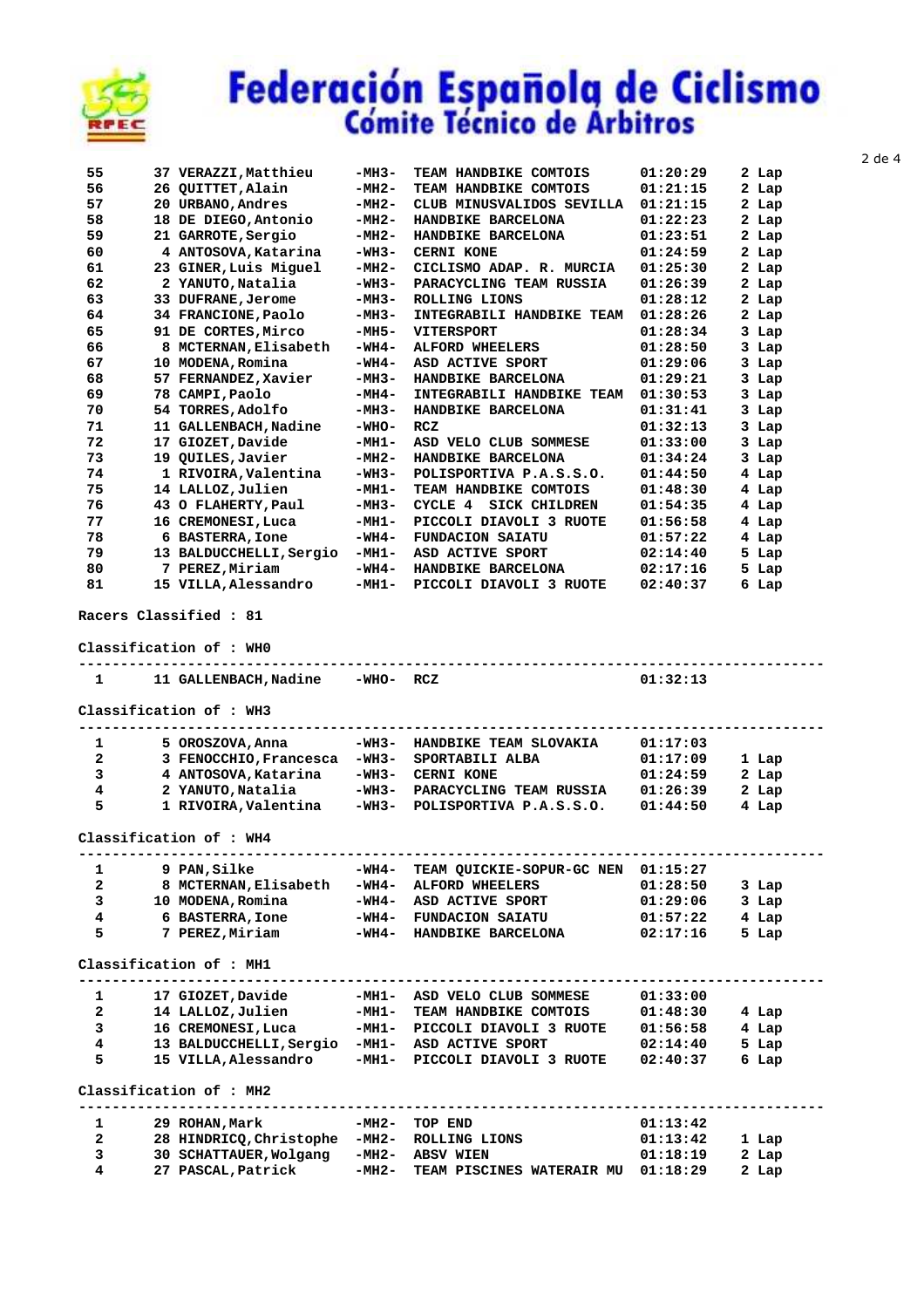# Federación Española de Ciclismo
## Cómite Técnico de Arbitros

| Pos | Dorsal | Name | Cat | Team | Time | Laps |
|---|---|---|---|---|---|---|
| 55 | 37 | VERAZZI,Matthieu | -MH3- | TEAM HANDBIKE COMTOIS | 01:20:29 | 2 Lap |
| 56 | 26 | QUITTET,Alain | -MH2- | TEAM HANDBIKE COMTOIS | 01:21:15 | 2 Lap |
| 57 | 20 | URBANO,Andres | -MH2- | CLUB MINUSVALIDOS SEVILLA | 01:21:15 | 2 Lap |
| 58 | 18 | DE DIEGO,Antonio | -MH2- | HANDBIKE BARCELONA | 01:22:23 | 2 Lap |
| 59 | 21 | GARROTE,Sergio | -MH2- | HANDBIKE BARCELONA | 01:23:51 | 2 Lap |
| 60 | 4 | ANTOSOVA,Katarina | -WH3- | CERNI KONE | 01:24:59 | 2 Lap |
| 61 | 23 | GINER,Luis Miguel | -MH2- | CICLISMO ADAP. R. MURCIA | 01:25:30 | 2 Lap |
| 62 | 2 | YANUTO,Natalia | -WH3- | PARACYCLING TEAM RUSSIA | 01:26:39 | 2 Lap |
| 63 | 33 | DUFRANE,Jerome | -MH3- | ROLLING LIONS | 01:28:12 | 2 Lap |
| 64 | 34 | FRANCIONE,Paolo | -MH3- | INTEGRABILI HANDBIKE TEAM | 01:28:26 | 2 Lap |
| 65 | 91 | DE CORTES,Mirco | -MH5- | VITERSPORT | 01:28:34 | 3 Lap |
| 66 | 8 | MCTERNAN,Elisabeth | -WH4- | ALFORD WHEELERS | 01:28:50 | 3 Lap |
| 67 | 10 | MODENA,Romina | -WH4- | ASD ACTIVE SPORT | 01:29:06 | 3 Lap |
| 68 | 57 | FERNANDEZ,Xavier | -MH3- | HANDBIKE BARCELONA | 01:29:21 | 3 Lap |
| 69 | 78 | CAMPI,Paolo | -MH4- | INTEGRABILI HANDBIKE TEAM | 01:30:53 | 3 Lap |
| 70 | 54 | TORRES,Adolfo | -MH3- | HANDBIKE BARCELONA | 01:31:41 | 3 Lap |
| 71 | 11 | GALLENBACH,Nadine | -WHO- | RCZ | 01:32:13 | 3 Lap |
| 72 | 17 | GIOZET,Davide | -MH1- | ASD VELO CLUB SOMMESE | 01:33:00 | 3 Lap |
| 73 | 19 | QUILES,Javier | -MH2- | HANDBIKE BARCELONA | 01:34:24 | 3 Lap |
| 74 | 1 | RIVOIRA,Valentina | -WH3- | POLISPORTIVA P.A.S.S.O. | 01:44:50 | 4 Lap |
| 75 | 14 | LALLOZ,Julien | -MH1- | TEAM HANDBIKE COMTOIS | 01:48:30 | 4 Lap |
| 76 | 43 | O FLAHERTY,Paul | -MH3- | CYCLE 4 SICK CHILDREN | 01:54:35 | 4 Lap |
| 77 | 16 | CREMONESI,Luca | -MH1- | PICCOLI DIAVOLI 3 RUOTE | 01:56:58 | 4 Lap |
| 78 | 6 | BASTERRA,Ione | -WH4- | FUNDACION SAIATU | 01:57:22 | 4 Lap |
| 79 | 13 | BALDUCCHELLI,Sergio | -MH1- | ASD ACTIVE SPORT | 02:14:40 | 5 Lap |
| 80 | 7 | PEREZ,Miriam | -WH4- | HANDBIKE BARCELONA | 02:17:16 | 5 Lap |
| 81 | 15 | VILLA,Alessandro | -MH1- | PICCOLI DIAVOLI 3 RUOTE | 02:40:37 | 6 Lap |

**Racers Classified : 81**

**Classification of : WH0**

| Pos | Dorsal | Name | Cat | Team | Time | Laps |
|---|---|---|---|---|---|---|
| 1 | 11 | GALLENBACH,Nadine | -WHO- | RCZ | 01:32:13 | |

**Classification of : WH3**

| Pos | Dorsal | Name | Cat | Team | Time | Laps |
|---|---|---|---|---|---|---|
| 1 | 5 | OROSZOVA,Anna | -WH3- | HANDBIKE TEAM SLOVAKIA | 01:17:03 | |
| 2 | 3 | FENOCCHIO,Francesca | -WH3- | SPORTABILI ALBA | 01:17:09 | 1 Lap |
| 3 | 4 | ANTOSOVA,Katarina | -WH3- | CERNI KONE | 01:24:59 | 2 Lap |
| 4 | 2 | YANUTO,Natalia | -WH3- | PARACYCLING TEAM RUSSIA | 01:26:39 | 2 Lap |
| 5 | 1 | RIVOIRA,Valentina | -WH3- | POLISPORTIVA P.A.S.S.O. | 01:44:50 | 4 Lap |

**Classification of : WH4**

| Pos | Dorsal | Name | Cat | Team | Time | Laps |
|---|---|---|---|---|---|---|
| 1 | 9 | PAN,Silke | -WH4- | TEAM QUICKIE-SOPUR-GC NEN | 01:15:27 | |
| 2 | 8 | MCTERNAN,Elisabeth | -WH4- | ALFORD WHEELERS | 01:28:50 | 3 Lap |
| 3 | 10 | MODENA,Romina | -WH4- | ASD ACTIVE SPORT | 01:29:06 | 3 Lap |
| 4 | 6 | BASTERRA,Ione | -WH4- | FUNDACION SAIATU | 01:57:22 | 4 Lap |
| 5 | 7 | PEREZ,Miriam | -WH4- | HANDBIKE BARCELONA | 02:17:16 | 5 Lap |

**Classification of : MH1**

| Pos | Dorsal | Name | Cat | Team | Time | Laps |
|---|---|---|---|---|---|---|
| 1 | 17 | GIOZET,Davide | -MH1- | ASD VELO CLUB SOMMESE | 01:33:00 | |
| 2 | 14 | LALLOZ,Julien | -MH1- | TEAM HANDBIKE COMTOIS | 01:48:30 | 4 Lap |
| 3 | 16 | CREMONESI,Luca | -MH1- | PICCOLI DIAVOLI 3 RUOTE | 01:56:58 | 4 Lap |
| 4 | 13 | BALDUCCHELLI,Sergio | -MH1- | ASD ACTIVE SPORT | 02:14:40 | 5 Lap |
| 5 | 15 | VILLA,Alessandro | -MH1- | PICCOLI DIAVOLI 3 RUOTE | 02:40:37 | 6 Lap |

**Classification of : MH2**

| Pos | Dorsal | Name | Cat | Team | Time | Laps |
|---|---|---|---|---|---|---|
| 1 | 29 | ROHAN,Mark | -MH2- | TOP END | 01:13:42 | |
| 2 | 28 | HINDRICQ,Christophe | -MH2- | ROLLING LIONS | 01:13:42 | 1 Lap |
| 3 | 30 | SCHATTAUER,Wolgang | -MH2- | ABSV WIEN | 01:18:19 | 2 Lap |
| 4 | 27 | PASCAL,Patrick | -MH2- | TEAM PISCINES WATERAIR MU | 01:18:29 | 2 Lap |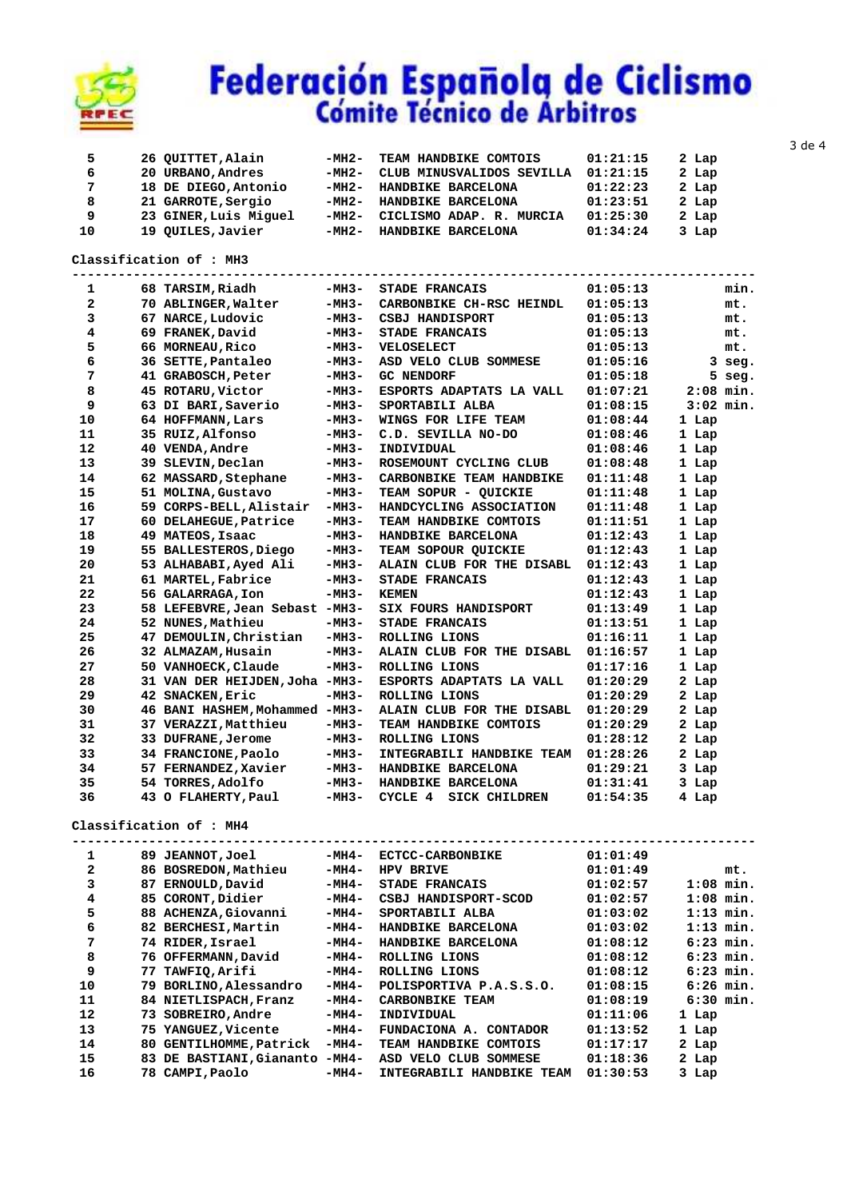# Federación Española de Ciclismo

## Cómite Técnico de Arbitros

| Pos | Dorsal | Name | Cat | Team | Time | Diff |
|---|---|---|---|---|---|---|
| 5 | 26 | QUITTET,Alain | -MH2- | TEAM HANDBIKE COMTOIS | 01:21:15 | 2 Lap |
| 6 | 20 | URBANO,Andres | -MH2- | CLUB MINUSVALIDOS SEVILLA | 01:21:15 | 2 Lap |
| 7 | 18 | DE DIEGO,Antonio | -MH2- | HANDBIKE BARCELONA | 01:22:23 | 2 Lap |
| 8 | 21 | GARROTE,Sergio | -MH2- | HANDBIKE BARCELONA | 01:23:51 | 2 Lap |
| 9 | 23 | GINER,Luis Miguel | -MH2- | CICLISMO ADAP. R. MURCIA | 01:25:30 | 2 Lap |
| 10 | 19 | QUILES,Javier | -MH2- | HANDBIKE BARCELONA | 01:34:24 | 3 Lap |

**Classification of : MH3**

| Pos | Dorsal | Name | Cat | Team | Time | Diff |
|---|---|---|---|---|---|---|
| 1 | 68 | TARSIM,Riadh | -MH3- | STADE FRANCAIS | 01:05:13 | min. |
| 2 | 70 | ABLINGER,Walter | -MH3- | CARBONBIKE CH-RSC HEINDL | 01:05:13 | mt. |
| 3 | 67 | NARCE,Ludovic | -MH3- | CSBJ HANDISPORT | 01:05:13 | mt. |
| 4 | 69 | FRANEK,David | -MH3- | STADE FRANCAIS | 01:05:13 | mt. |
| 5 | 66 | MORNEAU,Rico | -MH3- | VELOSELECT | 01:05:13 | mt. |
| 6 | 36 | SETTE,Pantaleo | -MH3- | ASD VELO CLUB SOMMESE | 01:05:16 | 3 seg. |
| 7 | 41 | GRABOSCH,Peter | -MH3- | GC NENDORF | 01:05:18 | 5 seg. |
| 8 | 45 | ROTARU,Victor | -MH3- | ESPORTS ADAPTATS LA VALL | 01:07:21 | 2:08 min. |
| 9 | 63 | DI BARI,Saverio | -MH3- | SPORTABILI ALBA | 01:08:15 | 3:02 min. |
| 10 | 64 | HOFFMANN,Lars | -MH3- | WINGS FOR LIFE TEAM | 01:08:44 | 1 Lap |
| 11 | 35 | RUIZ,Alfonso | -MH3- | C.D. SEVILLA NO-DO | 01:08:46 | 1 Lap |
| 12 | 40 | VENDA,Andre | -MH3- | INDIVIDUAL | 01:08:46 | 1 Lap |
| 13 | 39 | SLEVIN,Declan | -MH3- | ROSEMOUNT CYCLING CLUB | 01:08:48 | 1 Lap |
| 14 | 62 | MASSARD,Stephane | -MH3- | CARBONBIKE TEAM HANDBIKE | 01:11:48 | 1 Lap |
| 15 | 51 | MOLINA,Gustavo | -MH3- | TEAM SOPUR - QUICKIE | 01:11:48 | 1 Lap |
| 16 | 59 | CORPS-BELL,Alistair | -MH3- | HANDCYCLING ASSOCIATION | 01:11:48 | 1 Lap |
| 17 | 60 | DELAHEGUE,Patrice | -MH3- | TEAM HANDBIKE COMTOIS | 01:11:51 | 1 Lap |
| 18 | 49 | MATEOS,Isaac | -MH3- | HANDBIKE BARCELONA | 01:12:43 | 1 Lap |
| 19 | 55 | BALLESTEROS,Diego | -MH3- | TEAM SOPOUR QUICKIE | 01:12:43 | 1 Lap |
| 20 | 53 | ALHABABI,Ayed Ali | -MH3- | ALAIN CLUB FOR THE DISABL | 01:12:43 | 1 Lap |
| 21 | 61 | MARTEL,Fabrice | -MH3- | STADE FRANCAIS | 01:12:43 | 1 Lap |
| 22 | 56 | GALARRAGA,Ion | -MH3- | KEMEN | 01:12:43 | 1 Lap |
| 23 | 58 | LEFEBVRE,Jean Sebast | -MH3- | SIX FOURS HANDISPORT | 01:13:49 | 1 Lap |
| 24 | 52 | NUNES,Mathieu | -MH3- | STADE FRANCAIS | 01:13:51 | 1 Lap |
| 25 | 47 | DEMOULIN,Christian | -MH3- | ROLLING LIONS | 01:16:11 | 1 Lap |
| 26 | 32 | ALMAZAM,Husain | -MH3- | ALAIN CLUB FOR THE DISABL | 01:16:57 | 1 Lap |
| 27 | 50 | VANHOECK,Claude | -MH3- | ROLLING LIONS | 01:17:16 | 1 Lap |
| 28 | 31 | VAN DER HEIJDEN,Joha | -MH3- | ESPORTS ADAPTATS LA VALL | 01:20:29 | 2 Lap |
| 29 | 42 | SNACKEN,Eric | -MH3- | ROLLING LIONS | 01:20:29 | 2 Lap |
| 30 | 46 | BANI HASHEM,Mohammed | -MH3- | ALAIN CLUB FOR THE DISABL | 01:20:29 | 2 Lap |
| 31 | 37 | VERAZZI,Matthieu | -MH3- | TEAM HANDBIKE COMTOIS | 01:20:29 | 2 Lap |
| 32 | 33 | DUFRANE,Jerome | -MH3- | ROLLING LIONS | 01:28:12 | 2 Lap |
| 33 | 34 | FRANCIONE,Paolo | -MH3- | INTEGRABILI HANDBIKE TEAM | 01:28:26 | 2 Lap |
| 34 | 57 | FERNANDEZ,Xavier | -MH3- | HANDBIKE BARCELONA | 01:29:21 | 3 Lap |
| 35 | 54 | TORRES,Adolfo | -MH3- | HANDBIKE BARCELONA | 01:31:41 | 3 Lap |
| 36 | 43 | O FLAHERTY,Paul | -MH3- | CYCLE 4 SICK CHILDREN | 01:54:35 | 4 Lap |

**Classification of : MH4**

| Pos | Dorsal | Name | Cat | Team | Time | Diff |
|---|---|---|---|---|---|---|
| 1 | 89 | JEANNOT,Joel | -MH4- | ECTCC-CARBONBIKE | 01:01:49 | |
| 2 | 86 | BOSREDON,Mathieu | -MH4- | HPV BRIVE | 01:01:49 | mt. |
| 3 | 87 | ERNOULD,David | -MH4- | STADE FRANCAIS | 01:02:57 | 1:08 min. |
| 4 | 85 | CORONT,Didier | -MH4- | CSBJ HANDISPORT-SCOD | 01:02:57 | 1:08 min. |
| 5 | 88 | ACHENZA,Giovanni | -MH4- | SPORTABILI ALBA | 01:03:02 | 1:13 min. |
| 6 | 82 | BERCHESI,Martin | -MH4- | HANDBIKE BARCELONA | 01:03:02 | 1:13 min. |
| 7 | 74 | RIDER,Israel | -MH4- | HANDBIKE BARCELONA | 01:08:12 | 6:23 min. |
| 8 | 76 | OFFERMANN,David | -MH4- | ROLLING LIONS | 01:08:12 | 6:23 min. |
| 9 | 77 | TAWFIQ,Arifi | -MH4- | ROLLING LIONS | 01:08:12 | 6:23 min. |
| 10 | 79 | BORLINO,Alessandro | -MH4- | POLISPORTIVA P.A.S.S.O. | 01:08:15 | 6:26 min. |
| 11 | 84 | NIETLISPACH,Franz | -MH4- | CARBONBIKE TEAM | 01:08:19 | 6:30 min. |
| 12 | 73 | SOBREIRO,Andre | -MH4- | INDIVIDUAL | 01:11:06 | 1 Lap |
| 13 | 75 | YANGUEZ,Vicente | -MH4- | FUNDACIONA A. CONTADOR | 01:13:52 | 1 Lap |
| 14 | 80 | GENTILHOMME,Patrick | -MH4- | TEAM HANDBIKE COMTOIS | 01:17:17 | 2 Lap |
| 15 | 83 | DE BASTIANI,Giananto | -MH4- | ASD VELO CLUB SOMMESE | 01:18:36 | 2 Lap |
| 16 | 78 | CAMPI,Paolo | -MH4- | INTEGRABILI HANDBIKE TEAM | 01:30:53 | 3 Lap |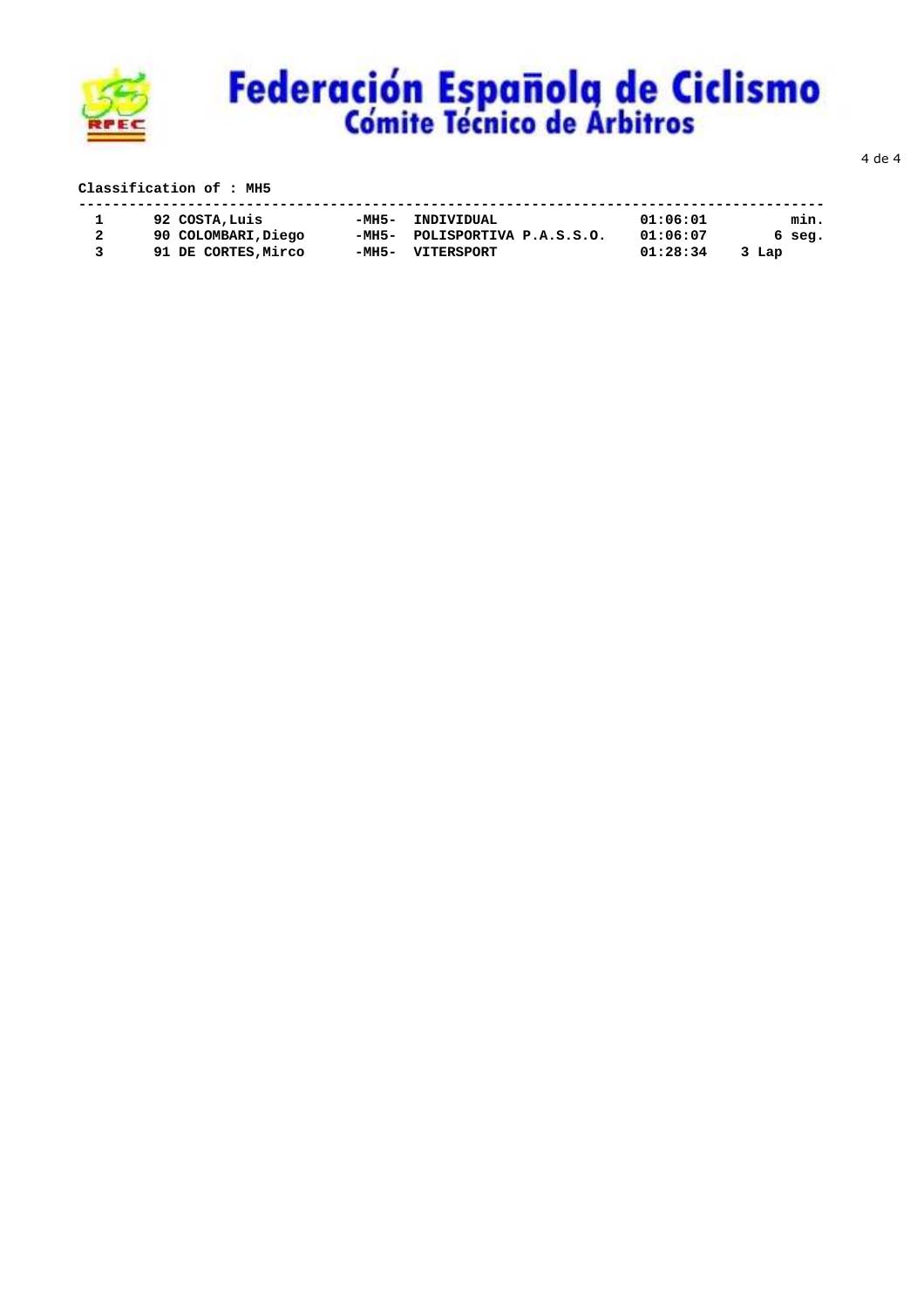# Federación Española de Ciclismo
## Cómite Técnico de Arbitros

**Classification of : MH5**

| | | | | | | |
|---|---|---|---|---|---|---|
| 1 | 92 | COSTA,Luis | -MH5- | INDIVIDUAL | 01:06:01 | min. |
| 2 | 90 | COLOMBARI,Diego | -MH5- | POLISPORTIVA P.A.S.S.O. | 01:06:07 | 6 seg. |
| 3 | 91 | DE CORTES,Mirco | -MH5- | VITERSPORT | 01:28:34 | 3 Lap |